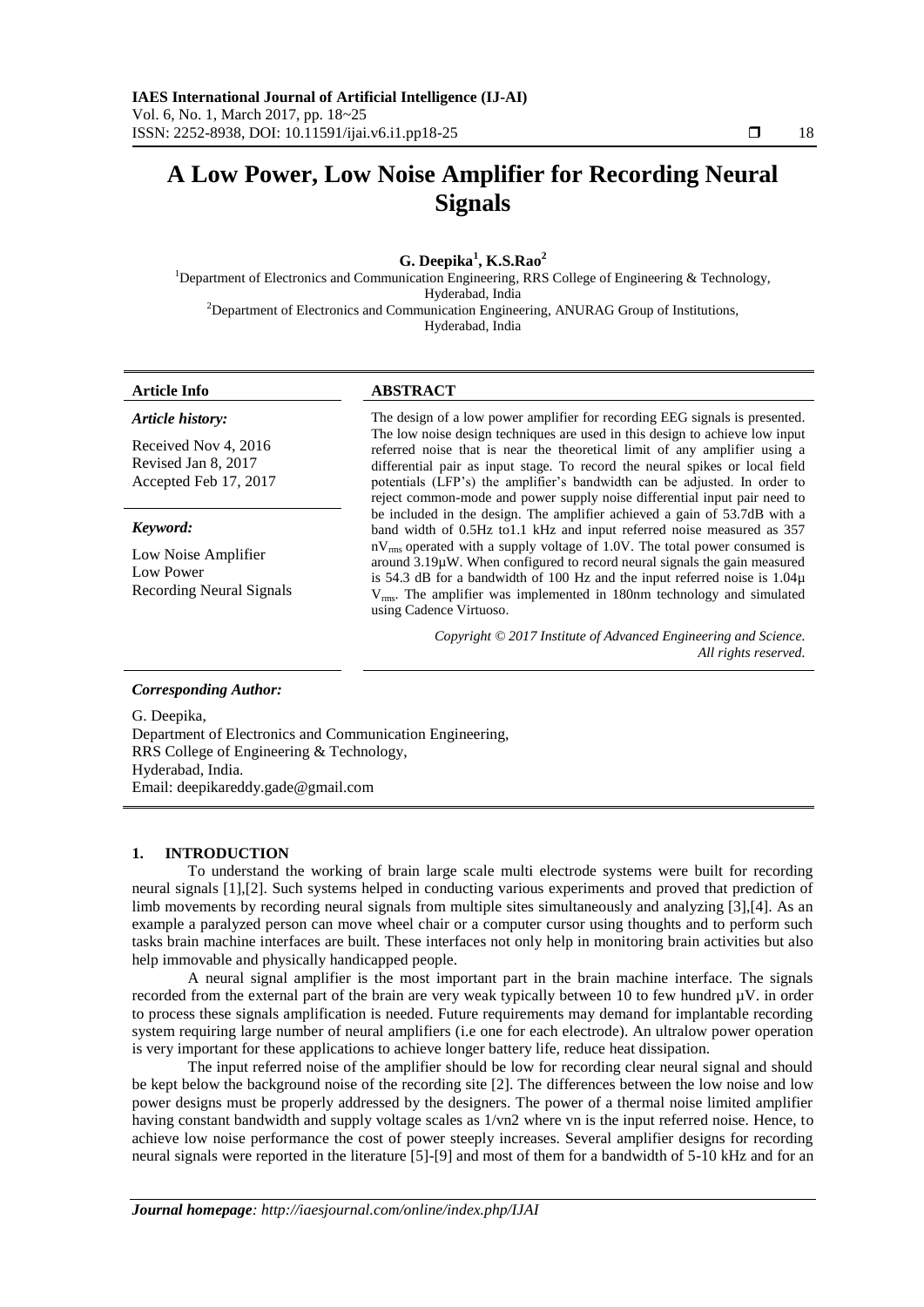# A Low Power, Low Noise Amplifier for Recording Neural Signals

**G. Deepika[1], K.S.Rao[2]**

[1]Department of Electronics and Communication Engineering, RRS College of Engineering & Technology, Hyderabad, India
[2]Department of Electronics and Communication Engineering, ANURAG Group of Institutions, Hyderabad, India

**Article Info**

***Article history:***

Received Nov 4, 2016
Revised Jan 8, 2017
Accepted Feb 17, 2017

***Keyword:***

Low Noise Amplifier
Low Power
Recording Neural Signals

**ABSTRACT**

The design of a low power amplifier for recording EEG signals is presented. The low noise design techniques are used in this design to achieve low input referred noise that is near the theoretical limit of any amplifier using a differential pair as input stage. To record the neural spikes or local field potentials (LFP's) the amplifier's bandwidth can be adjusted. In order to reject common-mode and power supply noise differential input pair need to be included in the design. The amplifier achieved a gain of 53.7dB with a band width of 0.5Hz to1.1 kHz and input referred noise measured as 357 $nV_{rms}$ operated with a supply voltage of 1.0V. The total power consumed is around 3.19µW. When configured to record neural signals the gain measured is 54.3 dB for a bandwidth of 100 Hz and the input referred noise is 1.04µ $V_{rms}$. The amplifier was implemented in 180nm technology and simulated using Cadence Virtuoso.

*Copyright © 2017 Institute of Advanced Engineering and Science. All rights reserved.*

***Corresponding Author:***

G. Deepika,
Department of Electronics and Communication Engineering,
RRS College of Engineering & Technology,
Hyderabad, India.
Email: deepikareddy.gade@gmail.com

## 1. INTRODUCTION

To understand the working of brain large scale multi electrode systems were built for recording neural signals [1],[2]. Such systems helped in conducting various experiments and proved that prediction of limb movements by recording neural signals from multiple sites simultaneously and analyzing [3],[4]. As an example a paralyzed person can move wheel chair or a computer cursor using thoughts and to perform such tasks brain machine interfaces are built. These interfaces not only help in monitoring brain activities but also help immovable and physically handicapped people.

A neural signal amplifier is the most important part in the brain machine interface. The signals recorded from the external part of the brain are very weak typically between 10 to few hundred µV. in order to process these signals amplification is needed. Future requirements may demand for implantable recording system requiring large number of neural amplifiers (i.e one for each electrode). An ultralow power operation is very important for these applications to achieve longer battery life, reduce heat dissipation.

The input referred noise of the amplifier should be low for recording clear neural signal and should be kept below the background noise of the recording site [2]. The differences between the low noise and low power designs must be properly addressed by the designers. The power of a thermal noise limited amplifier having constant bandwidth and supply voltage scales as 1/vn2 where vn is the input referred noise. Hence, to achieve low noise performance the cost of power steeply increases. Several amplifier designs for recording neural signals were reported in the literature [5]-[9] and most of them for a bandwidth of 5-10 kHz and for an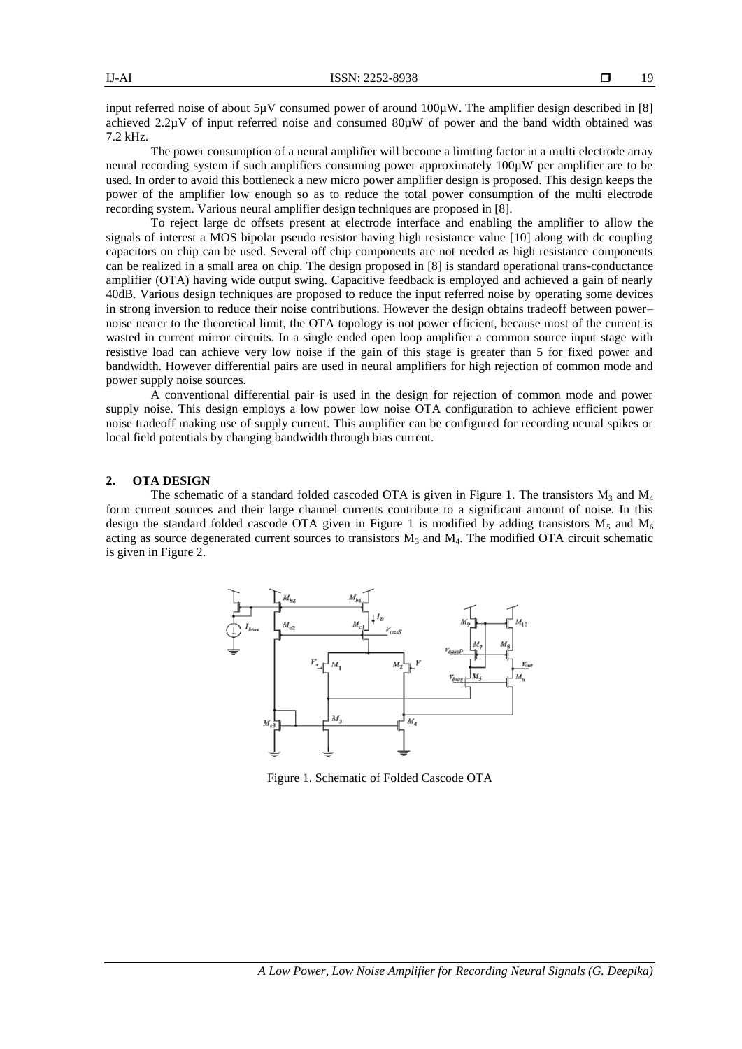input referred noise of about 5μV consumed power of around 100μW. The amplifier design described in [8] achieved 2.2μV of input referred noise and consumed 80μW of power and the band width obtained was 7.2 kHz.

The power consumption of a neural amplifier will become a limiting factor in a multi electrode array neural recording system if such amplifiers consuming power approximately 100μW per amplifier are to be used. In order to avoid this bottleneck a new micro power amplifier design is proposed. This design keeps the power of the amplifier low enough so as to reduce the total power consumption of the multi electrode recording system. Various neural amplifier design techniques are proposed in [8].

To reject large dc offsets present at electrode interface and enabling the amplifier to allow the signals of interest a MOS bipolar pseudo resistor having high resistance value [10] along with dc coupling capacitors on chip can be used. Several off chip components are not needed as high resistance components can be realized in a small area on chip. The design proposed in [8] is standard operational trans-conductance amplifier (OTA) having wide output swing. Capacitive feedback is employed and achieved a gain of nearly 40dB. Various design techniques are proposed to reduce the input referred noise by operating some devices in strong inversion to reduce their noise contributions. However the design obtains tradeoff between power–noise nearer to the theoretical limit, the OTA topology is not power efficient, because most of the current is wasted in current mirror circuits. In a single ended open loop amplifier a common source input stage with resistive load can achieve very low noise if the gain of this stage is greater than 5 for fixed power and bandwidth. However differential pairs are used in neural amplifiers for high rejection of common mode and power supply noise sources.

A conventional differential pair is used in the design for rejection of common mode and power supply noise. This design employs a low power low noise OTA configuration to achieve efficient power noise tradeoff making use of supply current. This amplifier can be configured for recording neural spikes or local field potentials by changing bandwidth through bias current.

## 2. OTA DESIGN

The schematic of a standard folded cascoded OTA is given in Figure 1. The transistors $M_3$ and $M_4$ form current sources and their large channel currents contribute to a significant amount of noise. In this design the standard folded cascode OTA given in Figure 1 is modified by adding transistors $M_5$ and $M_6$ acting as source degenerated current sources to transistors $M_3$ and $M_4$. The modified OTA circuit schematic is given in Figure 2.

Figure 1. Schematic of Folded Cascode OTA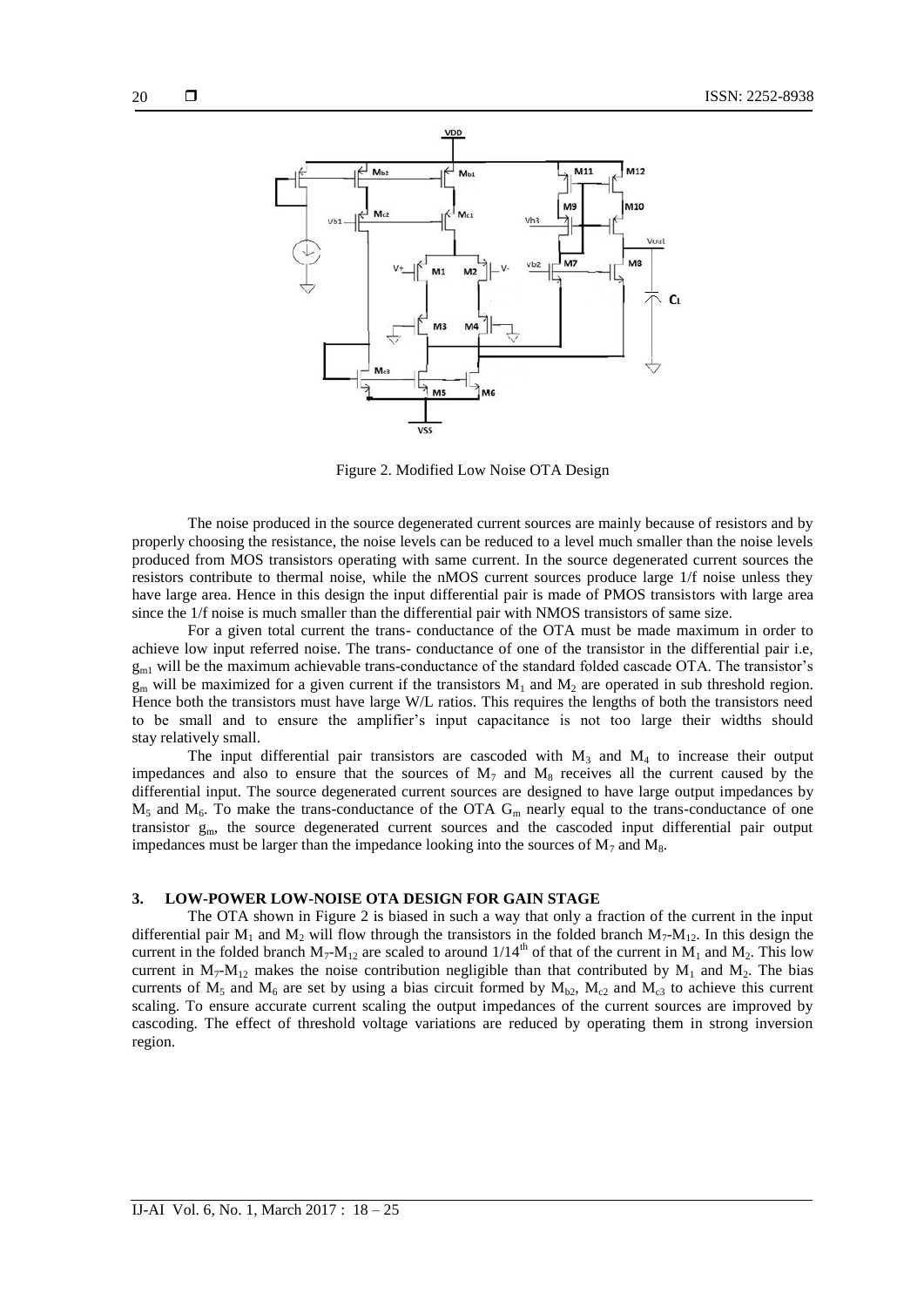Figure 2. Modified Low Noise OTA Design

The noise produced in the source degenerated current sources are mainly because of resistors and by properly choosing the resistance, the noise levels can be reduced to a level much smaller than the noise levels produced from MOS transistors operating with same current. In the source degenerated current sources the resistors contribute to thermal noise, while the nMOS current sources produce large 1/f noise unless they have large area. Hence in this design the input differential pair is made of PMOS transistors with large area since the 1/f noise is much smaller than the differential pair with NMOS transistors of same size.

For a given total current the trans- conductance of the OTA must be made maximum in order to achieve low input referred noise. The trans- conductance of one of the transistor in the differential pair i.e, $g_{m1}$ will be the maximum achievable trans-conductance of the standard folded cascade OTA. The transistor's $g_m$ will be maximized for a given current if the transistors $M_1$ and $M_2$ are operated in sub threshold region. Hence both the transistors must have large W/L ratios. This requires the lengths of both the transistors need to be small and to ensure the amplifier's input capacitance is not too large their widths should stay relatively small.

The input differential pair transistors are cascoded with $M_3$ and $M_4$ to increase their output impedances and also to ensure that the sources of $M_7$ and $M_8$ receives all the current caused by the differential input. The source degenerated current sources are designed to have large output impedances by $M_5$ and $M_6$. To make the trans-conductance of the OTA $G_m$ nearly equal to the trans-conductance of one transistor $g_m$, the source degenerated current sources and the cascoded input differential pair output impedances must be larger than the impedance looking into the sources of $M_7$ and $M_8$.

## 3. LOW-POWER LOW-NOISE OTA DESIGN FOR GAIN STAGE

The OTA shown in Figure 2 is biased in such a way that only a fraction of the current in the input differential pair $M_1$ and $M_2$ will flow through the transistors in the folded branch $M_7$-$M_{12}$. In this design the current in the folded branch $M_7$-$M_{12}$ are scaled to around $1/14^{th}$ of that of the current in $M_1$ and $M_2$. This low current in $M_7$-$M_{12}$ makes the noise contribution negligible than that contributed by $M_1$ and $M_2$. The bias currents of $M_5$ and $M_6$ are set by using a bias circuit formed by $M_{b2}$, $M_{c2}$ and $M_{c3}$ to achieve this current scaling. To ensure accurate current scaling the output impedances of the current sources are improved by cascoding. The effect of threshold voltage variations are reduced by operating them in strong inversion region.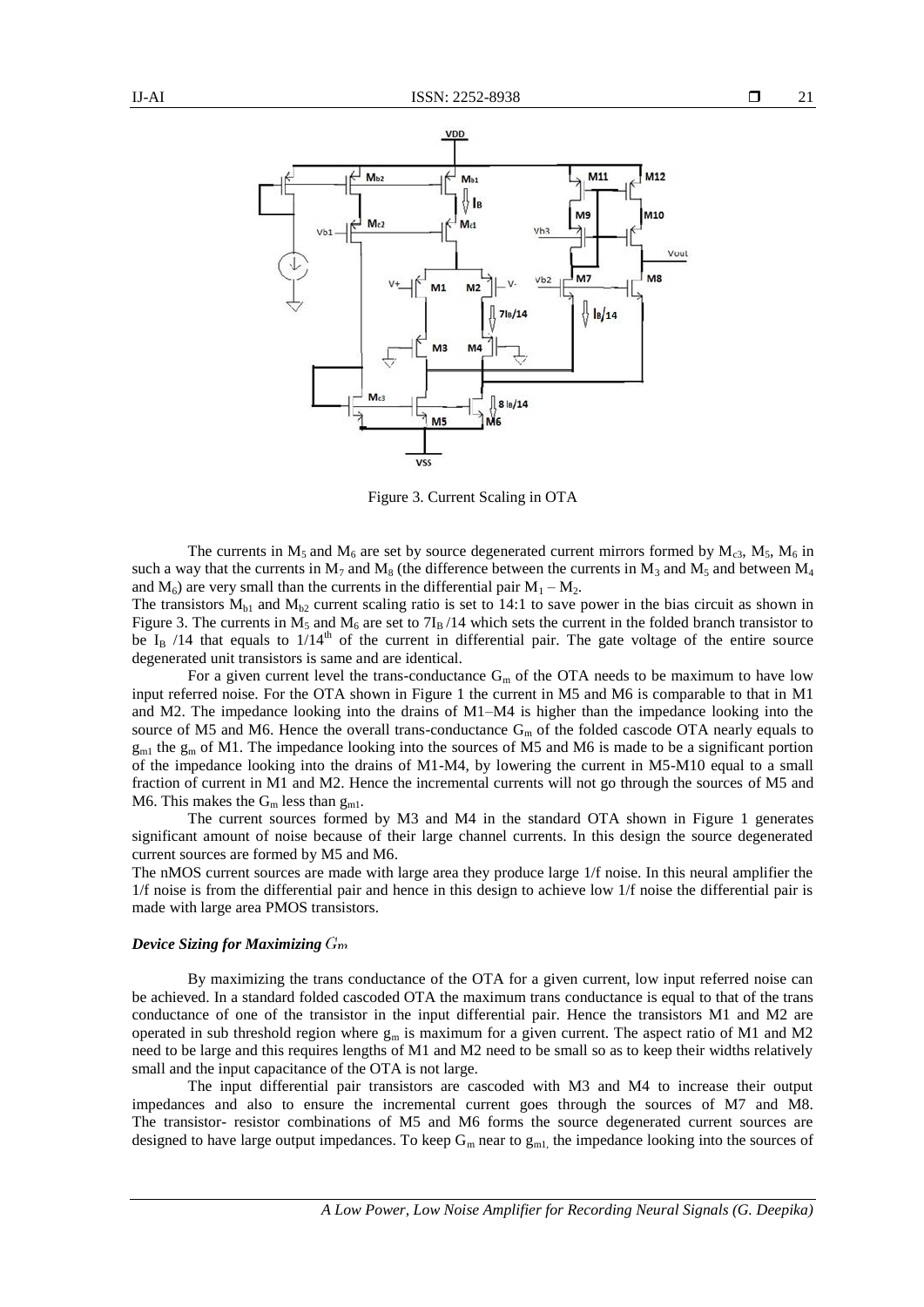Figure 3. Current Scaling in OTA

The currents in $M_5$ and $M_6$ are set by source degenerated current mirrors formed by $M_{c3}$, $M_5$, $M_6$ in such a way that the currents in $M_7$ and $M_8$ (the difference between the currents in $M_3$ and $M_5$ and between $M_4$ and $M_6$) are very small than the currents in the differential pair $M_1 - M_2$.

The transistors $M_{b1}$ and $M_{b2}$ current scaling ratio is set to 14:1 to save power in the bias circuit as shown in Figure 3. The currents in $M_5$ and $M_6$ are set to $7I_B/14$ which sets the current in the folded branch transistor to be $I_B/14$ that equals to $1/14^{th}$ of the current in differential pair. The gate voltage of the entire source degenerated unit transistors is same and are identical.

For a given current level the trans-conductance $G_m$ of the OTA needs to be maximum to have low input referred noise. For the OTA shown in Figure 1 the current in M5 and M6 is comparable to that in M1 and M2. The impedance looking into the drains of M1–M4 is higher than the impedance looking into the source of M5 and M6. Hence the overall trans-conductance $G_m$ of the folded cascode OTA nearly equals to $g_{m1}$ the $g_m$ of M1. The impedance looking into the sources of M5 and M6 is made to be a significant portion of the impedance looking into the drains of M1-M4, by lowering the current in M5-M10 equal to a small fraction of current in M1 and M2. Hence the incremental currents will not go through the sources of M5 and M6. This makes the $G_m$ less than $g_{m1}$.

The current sources formed by M3 and M4 in the standard OTA shown in Figure 1 generates significant amount of noise because of their large channel currents. In this design the source degenerated current sources are formed by M5 and M6.

The nMOS current sources are made with large area they produce large 1/f noise. In this neural amplifier the 1/f noise is from the differential pair and hence in this design to achieve low 1/f noise the differential pair is made with large area PMOS transistors.

#### *Device Sizing for Maximizing $G_m$*

By maximizing the trans conductance of the OTA for a given current, low input referred noise can be achieved. In a standard folded cascoded OTA the maximum trans conductance is equal to that of the trans conductance of one of the transistor in the input differential pair. Hence the transistors M1 and M2 are operated in sub threshold region where $g_m$ is maximum for a given current. The aspect ratio of M1 and M2 need to be large and this requires lengths of M1 and M2 need to be small so as to keep their widths relatively small and the input capacitance of the OTA is not large.

The input differential pair transistors are cascoded with M3 and M4 to increase their output impedances and also to ensure the incremental current goes through the sources of M7 and M8. The transistor- resistor combinations of M5 and M6 forms the source degenerated current sources are designed to have large output impedances. To keep $G_m$ near to $g_{m1,}$ the impedance looking into the sources of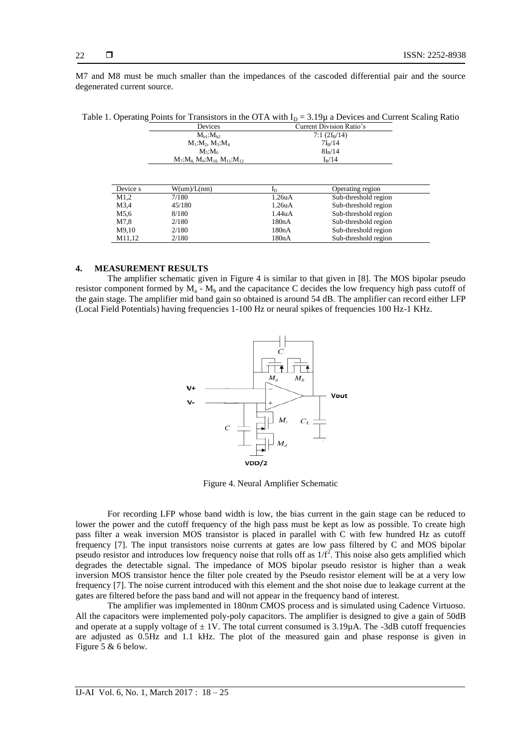M7 and M8 must be much smaller than the impedances of the cascoded differential pair and the source degenerated current source.

Table 1. Operating Points for Transistors in the OTA with $I_D$ = 3.19µ a Devices and Current Scaling Ratio

| Devices | Current Division Ratio's |
|---|---|
| $M_{b1}$:$M_{b2}$ | 7:1 ($2I_B$/14) |
| $M_1$:$M_2$, $M_3$:$M_4$ | $7I_B$/14 |
| $M_5$:$M_6$ | $8I_B$/14 |
| $M_7$:$M_8$, $M_9$:$M_{10}$, $M_{11}$:$M_{12}$ | $I_B$/14 |

| Device s | W(um)/L(nm) | $I_D$ | Operating region |
|---|---|---|---|
| M1,2 | 7/180 | 1.26uA | Sub-threshold region |
| M3,4 | 45/180 | 1.26uA | Sub-threshold region |
| M5,6 | 8/180 | 1.44uA | Sub-threshold region |
| M7,8 | 2/180 | 180nA | Sub-threshold region |
| M9,10 | 2/180 | 180nA | Sub-threshold region |
| M11,12 | 2/180 | 180nA | Sub-threshold region |

## 4. MEASUREMENT RESULTS

The amplifier schematic given in Figure 4 is similar to that given in [8]. The MOS bipolar pseudo resistor component formed by $M_a$ - $M_b$ and the capacitance C decides the low frequency high pass cutoff of the gain stage. The amplifier mid band gain so obtained is around 54 dB. The amplifier can record either LFP (Local Field Potentials) having frequencies 1-100 Hz or neural spikes of frequencies 100 Hz-1 KHz.

Figure 4. Neural Amplifier Schematic

For recording LFP whose band width is low, the bias current in the gain stage can be reduced to lower the power and the cutoff frequency of the high pass must be kept as low as possible. To create high pass filter a weak inversion MOS transistor is placed in parallel with C with few hundred Hz as cutoff frequency [7]. The input transistors noise currents at gates are low pass filtered by C and MOS bipolar pseudo resistor and introduces low frequency noise that rolls off as $1/f^2$. This noise also gets amplified which degrades the detectable signal. The impedance of MOS bipolar pseudo resistor is higher than a weak inversion MOS transistor hence the filter pole created by the Pseudo resistor element will be at a very low frequency [7]. The noise current introduced with this element and the shot noise due to leakage current at the gates are filtered before the pass band and will not appear in the frequency band of interest.

The amplifier was implemented in 180nm CMOS process and is simulated using Cadence Virtuoso. All the capacitors were implemented poly-poly capacitors. The amplifier is designed to give a gain of 50dB and operate at a supply voltage of ± 1V. The total current consumed is 3.19µA. The -3dB cutoff frequencies are adjusted as 0.5Hz and 1.1 kHz. The plot of the measured gain and phase response is given in Figure 5 & 6 below.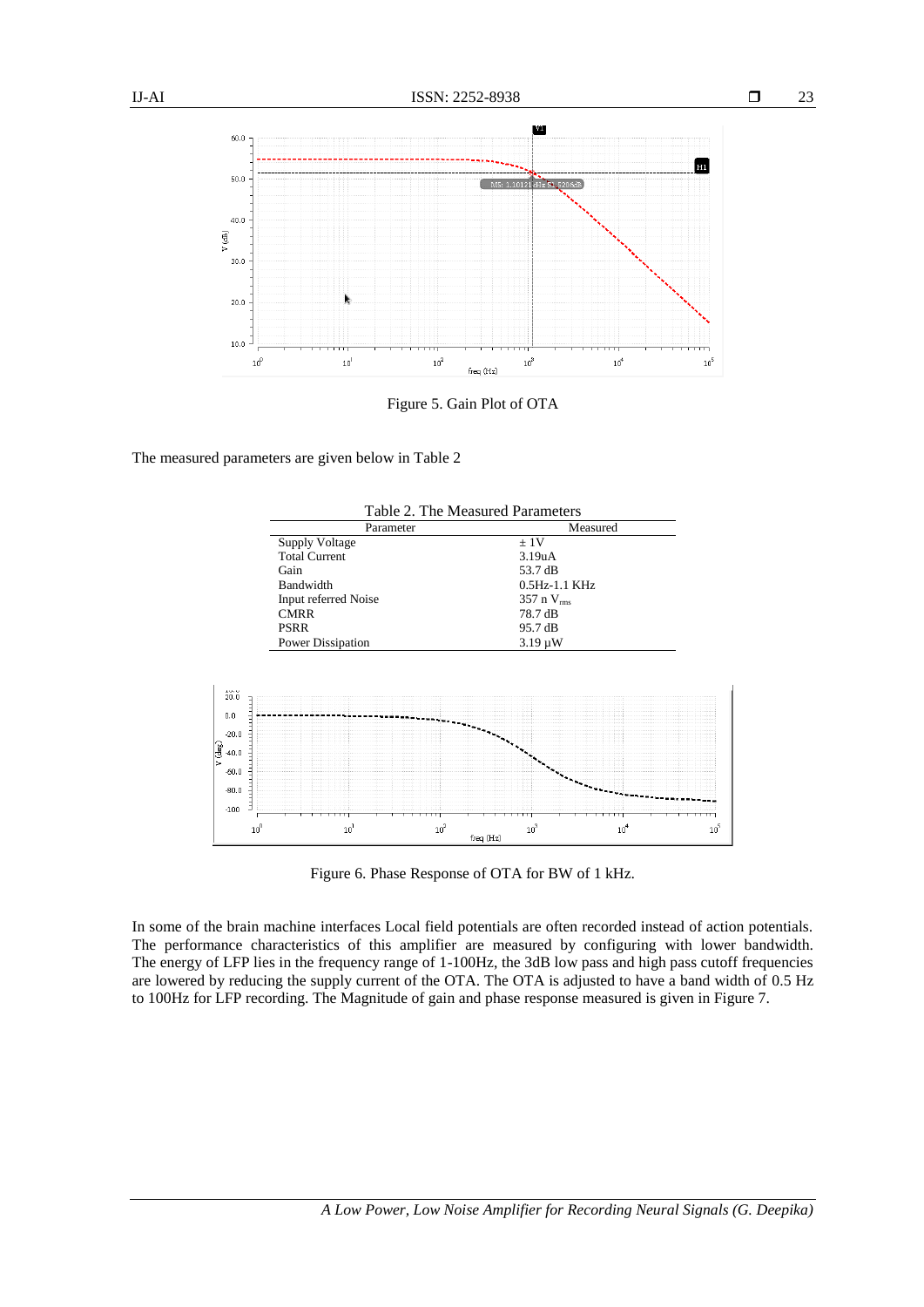Figure 5. Gain Plot of OTA

The measured parameters are given below in Table 2

Table 2. The Measured Parameters

| Parameter | Measured |
|---|---|
| Supply Voltage | ± 1V |
| Total Current | 3.19uA |
| Gain | 53.7 dB |
| Bandwidth | 0.5Hz-1.1 KHz |
| Input referred Noise | 357 n $V_{rms}$ |
| CMRR | 78.7 dB |
| PSRR | 95.7 dB |
| Power Dissipation | 3.19 µW |

Figure 6. Phase Response of OTA for BW of 1 kHz.

In some of the brain machine interfaces Local field potentials are often recorded instead of action potentials. The performance characteristics of this amplifier are measured by configuring with lower bandwidth. The energy of LFP lies in the frequency range of 1-100Hz, the 3dB low pass and high pass cutoff frequencies are lowered by reducing the supply current of the OTA. The OTA is adjusted to have a band width of 0.5 Hz to 100Hz for LFP recording. The Magnitude of gain and phase response measured is given in Figure 7.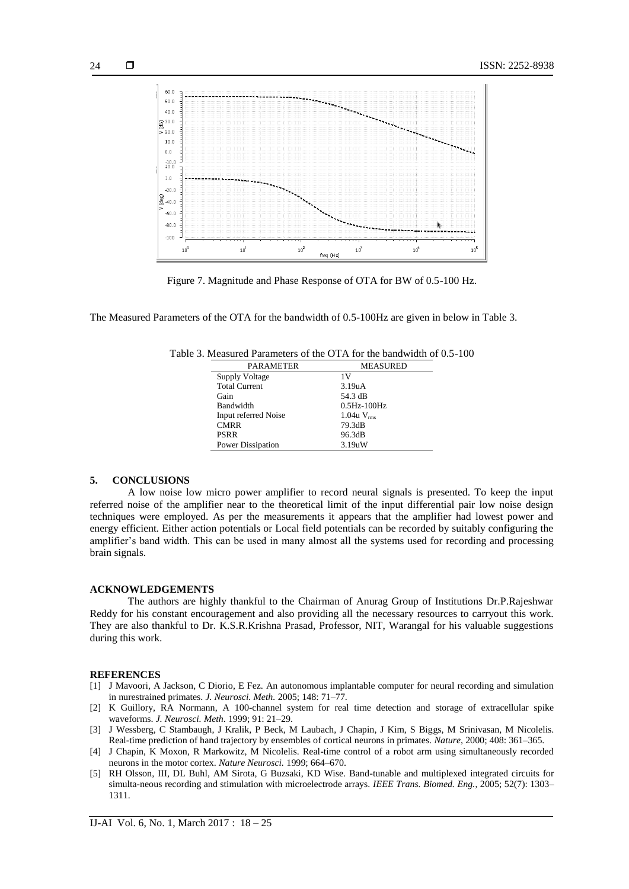Figure 7. Magnitude and Phase Response of OTA for BW of 0.5-100 Hz.

The Measured Parameters of the OTA for the bandwidth of 0.5-100Hz are given in below in Table 3.

Table 3. Measured Parameters of the OTA for the bandwidth of 0.5-100

| PARAMETER | MEASURED |
|---|---|
| Supply Voltage | 1V |
| Total Current | 3.19uA |
| Gain | 54.3 dB |
| Bandwidth | 0.5Hz-100Hz |
| Input referred Noise | 1.04u $V_{rms}$ |
| CMRR | 79.3dB |
| PSRR | 96.3dB |
| Power Dissipation | 3.19uW |

## 5. CONCLUSIONS

A low noise low micro power amplifier to record neural signals is presented. To keep the input referred noise of the amplifier near to the theoretical limit of the input differential pair low noise design techniques were employed. As per the measurements it appears that the amplifier had lowest power and energy efficient. Either action potentials or Local field potentials can be recorded by suitably configuring the amplifier's band width. This can be used in many almost all the systems used for recording and processing brain signals.

## ACKNOWLEDGEMENTS

The authors are highly thankful to the Chairman of Anurag Group of Institutions Dr.P.Rajeshwar Reddy for his constant encouragement and also providing all the necessary resources to carryout this work. They are also thankful to Dr. K.S.R.Krishna Prasad, Professor, NIT, Warangal for his valuable suggestions during this work.

## REFERENCES

[1] J Mavoori, A Jackson, C Diorio, E Fez. An autonomous implantable computer for neural recording and simulation in nurestrained primates. *J. Neurosci. Meth.* 2005; 148: 71–77.

[2] K Guillory, RA Normann, A 100-channel system for real time detection and storage of extracellular spike waveforms. *J. Neurosci. Meth.* 1999; 91: 21–29.

[3] J Wessberg, C Stambaugh, J Kralik, P Beck, M Laubach, J Chapin, J Kim, S Biggs, M Srinivasan, M Nicolelis. Real-time prediction of hand trajectory by ensembles of cortical neurons in primates. *Nature*, 2000; 408: 361–365.

[4] J Chapin, K Moxon, R Markowitz, M Nicolelis. Real-time control of a robot arm using simultaneously recorded neurons in the motor cortex. *Nature Neurosci.* 1999; 664–670.

[5] RH Olsson, III, DL Buhl, AM Sirota, G Buzsaki, KD Wise. Band-tunable and multiplexed integrated circuits for simulta-neous recording and stimulation with microelectrode arrays. *IEEE Trans. Biomed. Eng.*, 2005; 52(7): 1303–1311.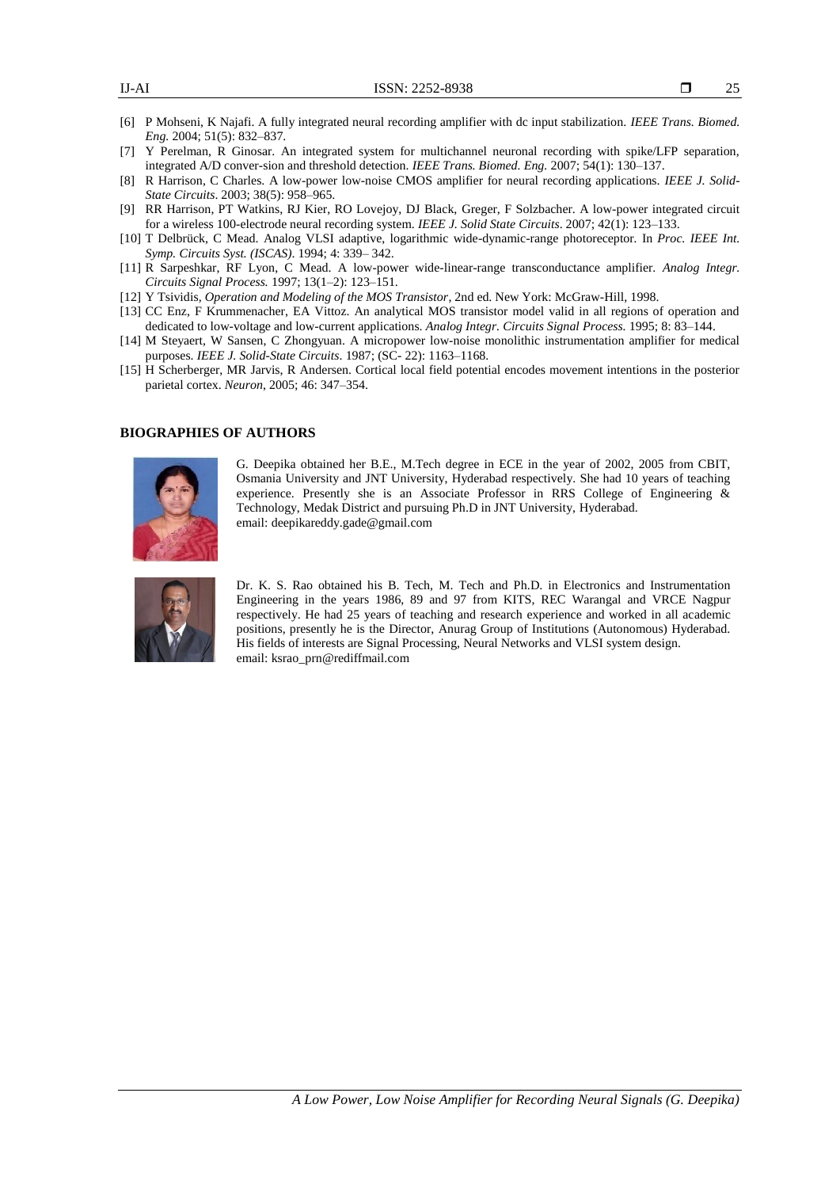[6] P Mohseni, K Najafi. A fully integrated neural recording amplifier with dc input stabilization. *IEEE Trans. Biomed. Eng.* 2004; 51(5): 832–837.

[7] Y Perelman, R Ginosar. An integrated system for multichannel neuronal recording with spike/LFP separation, integrated A/D conver-sion and threshold detection. *IEEE Trans. Biomed. Eng.* 2007; 54(1): 130–137.

[8] R Harrison, C Charles. A low-power low-noise CMOS amplifier for neural recording applications. *IEEE J. Solid-State Circuits*. 2003; 38(5): 958–965.

[9] RR Harrison, PT Watkins, RJ Kier, RO Lovejoy, DJ Black, Greger, F Solzbacher. A low-power integrated circuit for a wireless 100-electrode neural recording system. *IEEE J. Solid State Circuits*. 2007; 42(1): 123–133.

[10] T Delbrück, C Mead. Analog VLSI adaptive, logarithmic wide-dynamic-range photoreceptor. In *Proc. IEEE Int. Symp. Circuits Syst. (ISCAS)*. 1994; 4: 339– 342.

[11] R Sarpeshkar, RF Lyon, C Mead. A low-power wide-linear-range transconductance amplifier. *Analog Integr. Circuits Signal Process.* 1997; 13(1–2): 123–151.

[12] Y Tsividis, *Operation and Modeling of the MOS Transistor*, 2nd ed. New York: McGraw-Hill, 1998.

[13] CC Enz, F Krummenacher, EA Vittoz. An analytical MOS transistor model valid in all regions of operation and dedicated to low-voltage and low-current applications. *Analog Integr. Circuits Signal Process.* 1995; 8: 83–144.

[14] M Steyaert, W Sansen, C Zhongyuan. A micropower low-noise monolithic instrumentation amplifier for medical purposes. *IEEE J. Solid-State Circuits*. 1987; (SC- 22): 1163–1168.

[15] H Scherberger, MR Jarvis, R Andersen. Cortical local field potential encodes movement intentions in the posterior parietal cortex. *Neuron*, 2005; 46: 347–354.

## BIOGRAPHIES OF AUTHORS

G. Deepika obtained her B.E., M.Tech degree in ECE in the year of 2002, 2005 from CBIT, Osmania University and JNT University, Hyderabad respectively. She had 10 years of teaching experience. Presently she is an Associate Professor in RRS College of Engineering & Technology, Medak District and pursuing Ph.D in JNT University, Hyderabad.
email: deepikareddy.gade@gmail.com

Dr. K. S. Rao obtained his B. Tech, M. Tech and Ph.D. in Electronics and Instrumentation Engineering in the years 1986, 89 and 97 from KITS, REC Warangal and VRCE Nagpur respectively. He had 25 years of teaching and research experience and worked in all academic positions, presently he is the Director, Anurag Group of Institutions (Autonomous) Hyderabad. His fields of interests are Signal Processing, Neural Networks and VLSI system design.
email: ksrao_prn@rediffmail.com